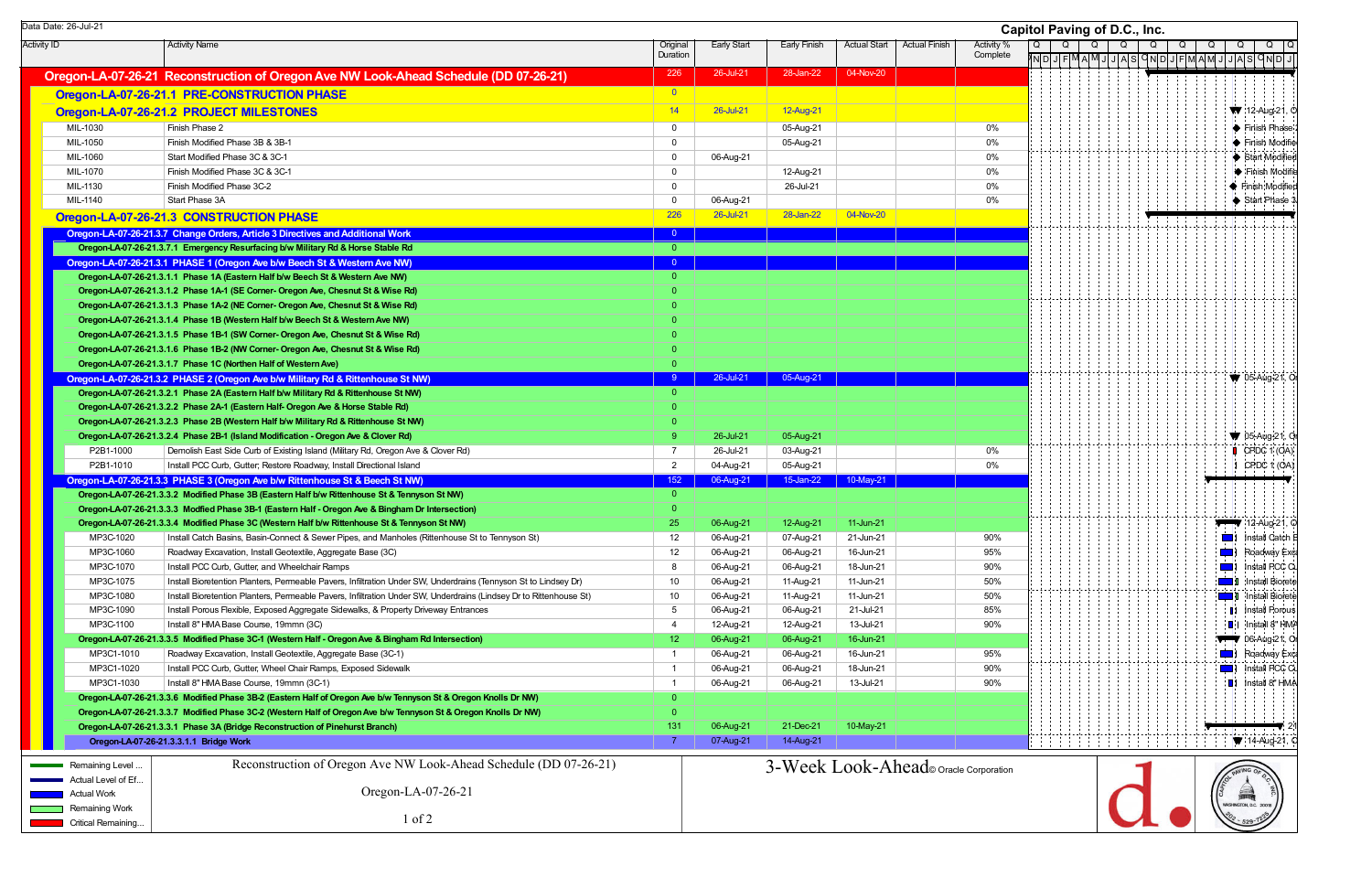Data Date: 26-Jul-21

**Capitol Paving of D.C., Inc.**

| Activity ID | Activity Name | Original Duration | Early Start | Early Finish | Actual Start | Actual Finish | Activity % Complete |
|---|---|---|---|---|---|---|---|
| **Oregon-LA-07-26-21** | **Reconstruction of Oregon Ave NW Look-Ahead Schedule (DD 07-26-21)** | 226 | 26-Jul-21 | 28-Jan-22 | 04-Nov-20 | | |
| **Oregon-LA-07-26-21.1** | **PRE-CONSTRUCTION PHASE** | 0 | | | | | |
| **Oregon-LA-07-26-21.2** | **PROJECT MILESTONES** | 14 | 26-Jul-21 | 12-Aug-21 | | | |
| MIL-1030 | Finish Phase 2 | 0 | | 05-Aug-21 | | | 0% |
| MIL-1050 | Finish Modified Phase 3B & 3B-1 | 0 | | 05-Aug-21 | | | 0% |
| MIL-1060 | Start Modified Phase 3C & 3C-1 | 0 | 06-Aug-21 | | | | 0% |
| MIL-1070 | Finish Modified Phase 3C & 3C-1 | 0 | | 12-Aug-21 | | | 0% |
| MIL-1130 | Finish Modified Phase 3C-2 | 0 | | 26-Jul-21 | | | 0% |
| MIL-1140 | Start Phase 3A | 0 | 06-Aug-21 | | | | 0% |
| **Oregon-LA-07-26-21.3** | **CONSTRUCTION PHASE** | 226 | 26-Jul-21 | 28-Jan-22 | 04-Nov-20 | | |
| **Oregon-LA-07-26-21.3.7** | **Change Orders, Article 3 Directives and Additional Work** | 0 | | | | | |
| **Oregon-LA-07-26-21.3.7.1** | **Emergency Resurfacing b/w Military Rd & Horse Stable Rd** | 0 | | | | | |
| **Oregon-LA-07-26-21.3.1** | **PHASE 1 (Oregon Ave b/w Beech St & Western Ave NW)** | 0 | | | | | |
| **Oregon-LA-07-26-21.3.1.1** | **Phase 1A (Eastern Half b/w Beech St & Western Ave NW)** | 0 | | | | | |
| **Oregon-LA-07-26-21.3.1.2** | **Phase 1A-1 (SE Corner- Oregon Ave, Chesnut St & Wise Rd)** | 0 | | | | | |
| **Oregon-LA-07-26-21.3.1.3** | **Phase 1A-2 (NE Corner- Oregon Ave, Chesnut St & Wise Rd)** | 0 | | | | | |
| **Oregon-LA-07-26-21.3.1.4** | **Phase 1B (Western Half b/w Beech St & Western Ave NW)** | 0 | | | | | |
| **Oregon-LA-07-26-21.3.1.5** | **Phase 1B-1 (SW Corner- Oregon Ave, Chesnut St & Wise Rd)** | 0 | | | | | |
| **Oregon-LA-07-26-21.3.1.6** | **Phase 1B-2 (NW Corner- Oregon Ave, Chesnut St & Wise Rd)** | 0 | | | | | |
| **Oregon-LA-07-26-21.3.1.7** | **Phase 1C (Northen Half of Western Ave)** | 0 | | | | | |
| **Oregon-LA-07-26-21.3.2** | **PHASE 2 (Oregon Ave b/w Military Rd & Rittenhouse St NW)** | 9 | 26-Jul-21 | 05-Aug-21 | | | |
| **Oregon-LA-07-26-21.3.2.1** | **Phase 2A (Eastern Half b/w Military Rd & Rittenhouse St NW)** | 0 | | | | | |
| **Oregon-LA-07-26-21.3.2.2** | **Phase 2A-1 (Eastern Half- Oregon Ave & Horse Stable Rd)** | 0 | | | | | |
| **Oregon-LA-07-26-21.3.2.3** | **Phase 2B (Western Half b/w Military Rd & Rittenhouse St NW)** | 0 | | | | | |
| **Oregon-LA-07-26-21.3.2.4** | **Phase 2B-1 (Island Modification - Oregon Ave & Clover Rd)** | 9 | 26-Jul-21 | 05-Aug-21 | | | |
| P2B1-1000 | Demolish East Side Curb of Existing Island (Military Rd, Oregon Ave & Clover Rd) | 7 | 26-Jul-21 | 03-Aug-21 | | | 0% |
| P2B1-1010 | Install PCC Curb, Gutter; Restore Roadway, Install Directional Island | 2 | 04-Aug-21 | 05-Aug-21 | | | 0% |
| **Oregon-LA-07-26-21.3.3** | **PHASE 3 (Oregon Ave b/w Rittenhouse St & Beech St NW)** | 152 | 06-Aug-21 | 15-Jan-22 | 10-May-21 | | |
| **Oregon-LA-07-26-21.3.3.2** | **Modified Phase 3B (Eastern Half b/w Rittenhouse St & Tennyson St NW)** | 0 | | | | | |
| **Oregon-LA-07-26-21.3.3.3** | **Modfied Phase 3B-1 (Eastern Half - Oregon Ave & Bingham Dr Intersection)** | 0 | | | | | |
| **Oregon-LA-07-26-21.3.3.4** | **Modified Phase 3C (Western Half b/w Rittenhouse St & Tennyson St NW)** | 25 | 06-Aug-21 | 12-Aug-21 | 11-Jun-21 | | |
| MP3C-1020 | Install Catch Basins, Basin-Connect & Sewer Pipes, and Manholes (Rittenhouse St to Tennyson St) | 12 | 06-Aug-21 | 07-Aug-21 | 21-Jun-21 | | 90% |
| MP3C-1060 | Roadway Excavation, Install Geotextile, Aggregate Base (3C) | 12 | 06-Aug-21 | 06-Aug-21 | 16-Jun-21 | | 95% |
| MP3C-1070 | Install PCC Curb, Gutter, and Wheelchair Ramps | 8 | 06-Aug-21 | 06-Aug-21 | 18-Jun-21 | | 90% |
| MP3C-1075 | Install Bioretention Planters, Permeable Pavers, Infiltration Under SW, Underdrains (Tennyson St to Lindsey Dr) | 10 | 06-Aug-21 | 11-Aug-21 | 11-Jun-21 | | 50% |
| MP3C-1080 | Install Bioretention Planters, Permeable Pavers, Infiltration Under SW, Underdrains (Lindsey Dr to Rittenhouse St) | 10 | 06-Aug-21 | 11-Aug-21 | 11-Jun-21 | | 50% |
| MP3C-1090 | Install Porous Flexible, Exposed Aggregate Sidewalks, & Property Driveway Entrances | 5 | 06-Aug-21 | 06-Aug-21 | 21-Jul-21 | | 85% |
| MP3C-1100 | Install 8" HMA Base Course, 19mmn (3C) | 4 | 12-Aug-21 | 12-Aug-21 | 13-Jul-21 | | 90% |
| **Oregon-LA-07-26-21.3.3.5** | **Modified Phase 3C-1 (Western Half - Oregon Ave & Bingham Rd Intersection)** | 12 | 06-Aug-21 | 06-Aug-21 | 16-Jun-21 | | |
| MP3C1-1010 | Roadway Excavation, Install Geotextile, Aggregate Base (3C-1) | 1 | 06-Aug-21 | 06-Aug-21 | 16-Jun-21 | | 95% |
| MP3C1-1020 | Install PCC Curb, Gutter, Wheel Chair Ramps, Exposed Sidewalk | 1 | 06-Aug-21 | 06-Aug-21 | 18-Jun-21 | | 90% |
| MP3C1-1030 | Install 8" HMA Base Course, 19mmn (3C-1) | 1 | 06-Aug-21 | 06-Aug-21 | 13-Jul-21 | | 90% |
| **Oregon-LA-07-26-21.3.3.6** | **Modified Phase 3B-2 (Eastern Half of Oregon Ave b/w Tennyson St & Oregon Knolls Dr NW)** | 0 | | | | | |
| **Oregon-LA-07-26-21.3.3.7** | **Modified Phase 3C-2 (Western Half of Oregon Ave b/w Tennyson St & Oregon Knolls Dr NW)** | 0 | | | | | |
| **Oregon-LA-07-26-21.3.3.1** | **Phase 3A (Bridge Reconstruction of Pinehurst Branch)** | 131 | 06-Aug-21 | 21-Dec-21 | 10-May-21 | | |
| **Oregon-LA-07-26-21.3.3.1.1** | **Bridge Work** | 7 | 07-Aug-21 | 14-Aug-21 | | | |

Legend: Remaining Level ... | Actual Level of Ef... | Actual Work | Remaining Work | Critical Remaining...

Reconstruction of Oregon Ave NW Look-Ahead Schedule (DD 07-26-21)

Oregon-LA-07-26-21

3-Week Look-Ahead © Oracle Corporation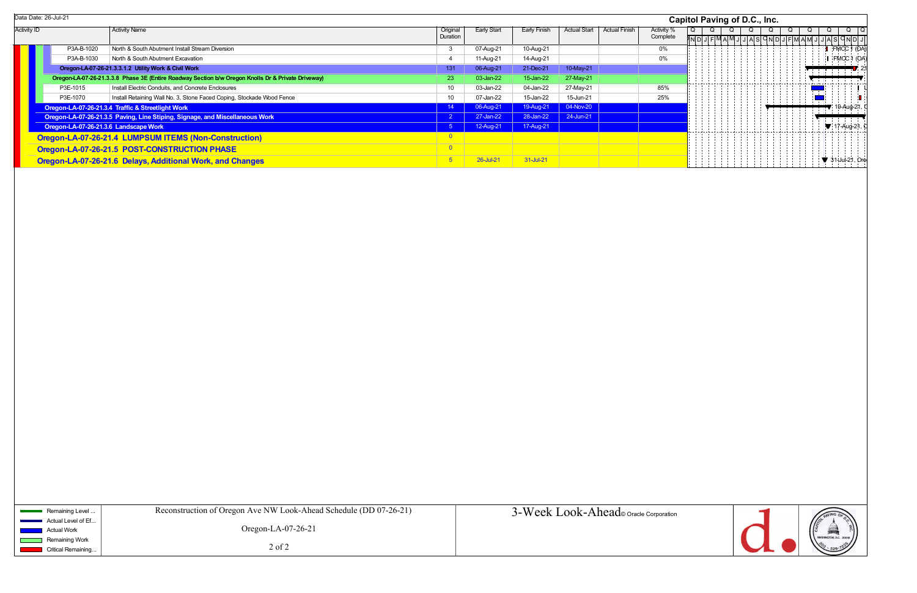Data Date: 26-Jul-21

**Capitol Paving of D.C., Inc.**

| Activity ID | Activity Name | Original Duration | Early Start | Early Finish | Actual Start | Actual Finish | Activity % Complete |
|---|---|---|---|---|---|---|---|
| P3A-B-1020 | North & South Abutment Install Stream Diversion | 3 | 07-Aug-21 | 10-Aug-21 | | | 0% |
| P3A-B-1030 | North & South Abutment Excavation | 4 | 11-Aug-21 | 14-Aug-21 | | | 0% |
| **Oregon-LA-07-26-21.3.3.1.2 Utility Work & Civil Work** | | 131 | 06-Aug-21 | 21-Dec-21 | 10-May-21 | | |
| **Oregon-LA-07-26-21.3.3.8 Phase 3E (Entire Roadway Section b/w Oregon Knolls Dr & Private Driveway)** | | 23 | 03-Jan-22 | 15-Jan-22 | 27-May-21 | | |
| P3E-1015 | Install Electric Conduits, and Concrete Enclosures | 10 | 03-Jan-22 | 04-Jan-22 | 27-May-21 | | 85% |
| P3E-1070 | Install Retaining Wall No. 3, Stone Faced Coping, Stockade Wood Fence | 10 | 07-Jan-22 | 15-Jan-22 | 15-Jun-21 | | 25% |
| **Oregon-LA-07-26-21.3.4 Traffic & Streetlight Work** | | 14 | 06-Aug-21 | 19-Aug-21 | 04-Nov-20 | | |
| **Oregon-LA-07-26-21.3.5 Paving, Line Stiping, Signage, and Miscellaneous Work** | | 2 | 27-Jan-22 | 28-Jan-22 | 24-Jun-21 | | |
| **Oregon-LA-07-26-21.3.6 Landscape Work** | | 5 | 12-Aug-21 | 17-Aug-21 | | | |
| **Oregon-LA-07-26-21.4 LUMPSUM ITEMS (Non-Construction)** | | 0 | | | | | |
| **Oregon-LA-07-26-21.5 POST-CONSTRUCTION PHASE** | | 0 | | | | | |
| **Oregon-LA-07-26-21.6 Delays, Additional Work, and Changes** | | 5 | 26-Jul-21 | 31-Jul-21 | | | |

Legend: Remaining Level ... | Actual Level of Ef... | Actual Work | Remaining Work | Critical Remaining...

Reconstruction of Oregon Ave NW Look-Ahead Schedule (DD 07-26-21)

Oregon-LA-07-26-21

3-Week Look-Ahead © Oracle Corporation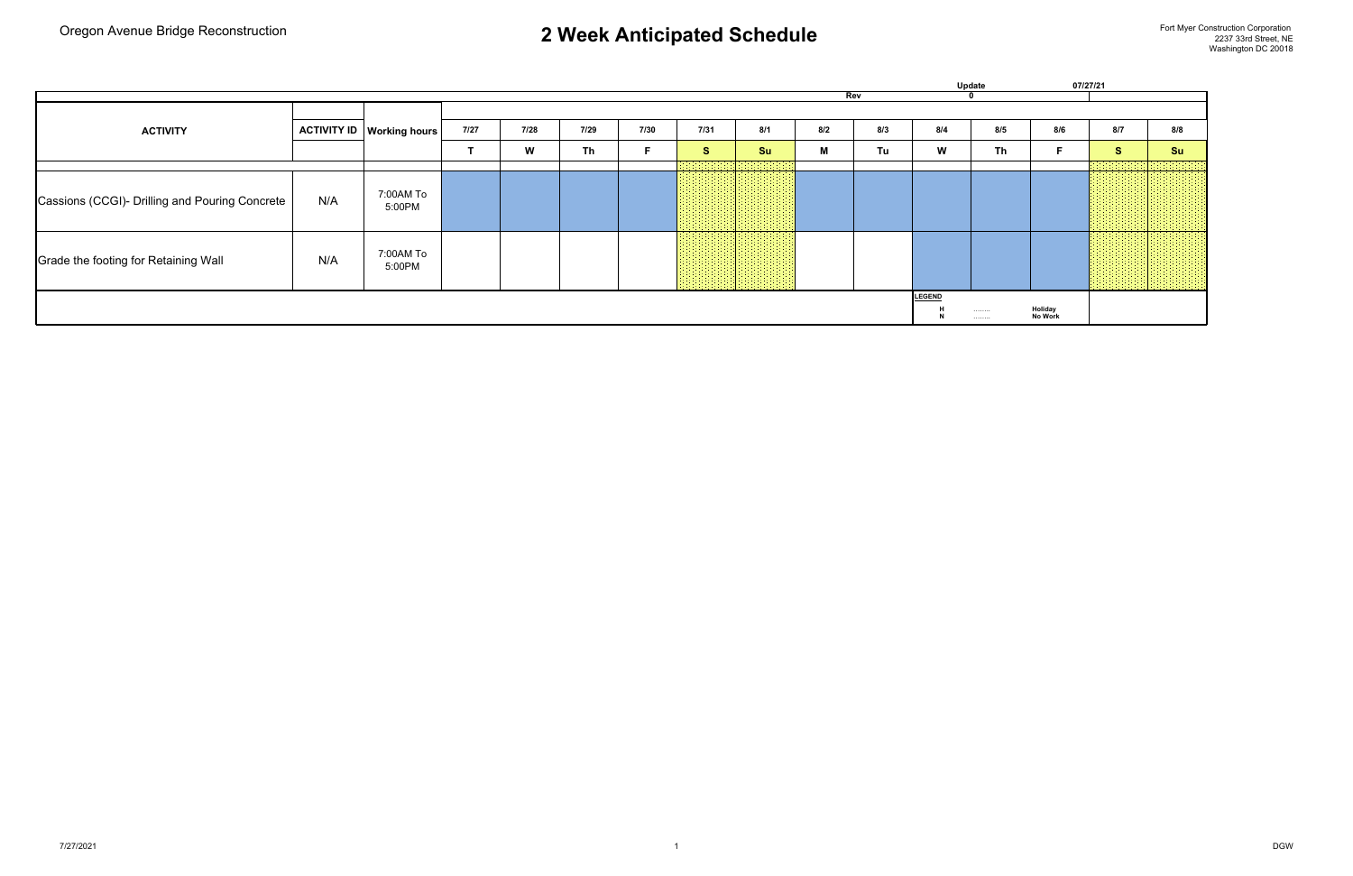Oregon Avenue Bridge Reconstruction

# 2 Week Anticipated Schedule

Fort Myer Construction Corporation
2237 33rd Street, NE
Washington DC 20018

Update 0 | 07/27/21

Rev

| ACTIVITY | ACTIVITY ID | Working hours | 7/27 | 7/28 | 7/29 | 7/30 | 7/31 | 8/1 | 8/2 | 8/3 | 8/4 | 8/5 | 8/6 | 8/7 | 8/8 |
|---|---|---|---|---|---|---|---|---|---|---|---|---|---|---|---|
| | | | T | W | Th | F | S | Su | M | Tu | W | Th | F | S | Su |
| Cassions (CCGI)- Drilling and Pouring Concrete | N/A | 7:00AM To 5:00PM | | | | | | | | | | | | | |
| Grade the footing for Retaining Wall | N/A | 7:00AM To 5:00PM | | | | | | | | | | | | | |

LEGEND

H ........ Holiday

N ........ No Work

DGW